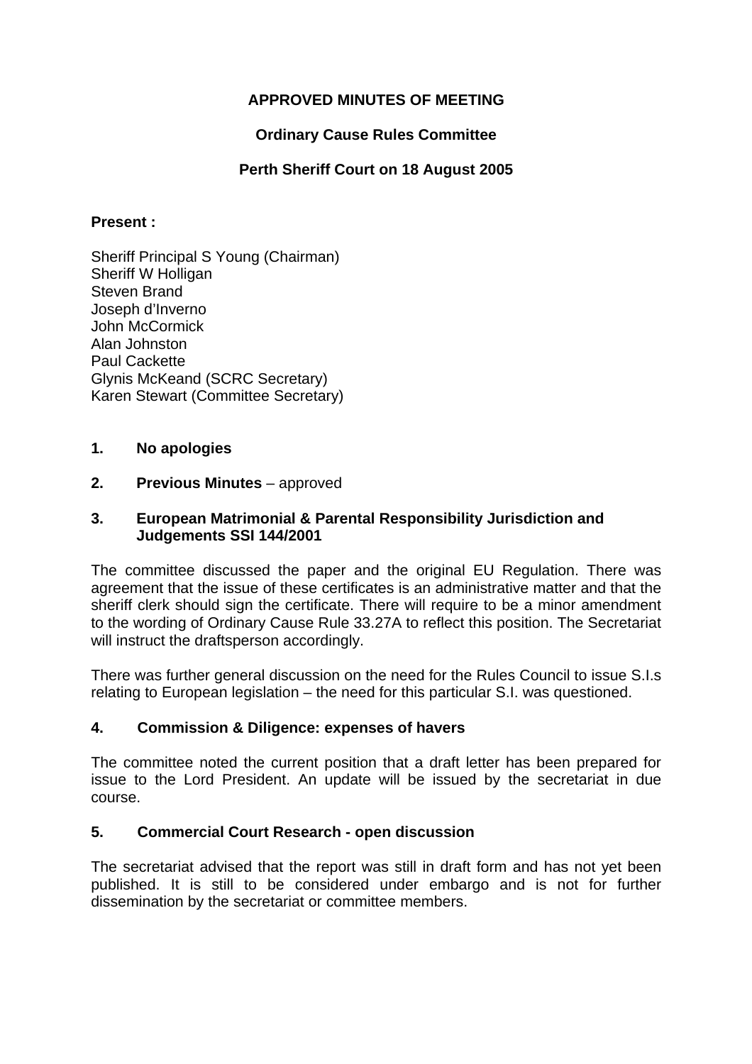**APPROVED MINUTES OF MEETING**

**Ordinary Cause Rules Committee**

**Perth Sheriff Court on 18 August 2005**

**Present :**

Sheriff Principal S Young (Chairman)
Sheriff W Holligan
Steven Brand
Joseph d'Inverno
John McCormick
Alan Johnston
Paul Cackette
Glynis McKeand (SCRC Secretary)
Karen Stewart (Committee Secretary)

**1. No apologies**

**2. Previous Minutes** – approved

**3. European Matrimonial & Parental Responsibility Jurisdiction and Judgements SSI 144/2001**

The committee discussed the paper and the original EU Regulation. There was agreement that the issue of these certificates is an administrative matter and that the sheriff clerk should sign the certificate. There will require to be a minor amendment to the wording of Ordinary Cause Rule 33.27A to reflect this position. The Secretariat will instruct the draftsperson accordingly.

There was further general discussion on the need for the Rules Council to issue S.I.s relating to European legislation – the need for this particular S.I. was questioned.

**4. Commission & Diligence: expenses of havers**

The committee noted the current position that a draft letter has been prepared for issue to the Lord President. An update will be issued by the secretariat in due course.

**5. Commercial Court Research - open discussion**

The secretariat advised that the report was still in draft form and has not yet been published. It is still to be considered under embargo and is not for further dissemination by the secretariat or committee members.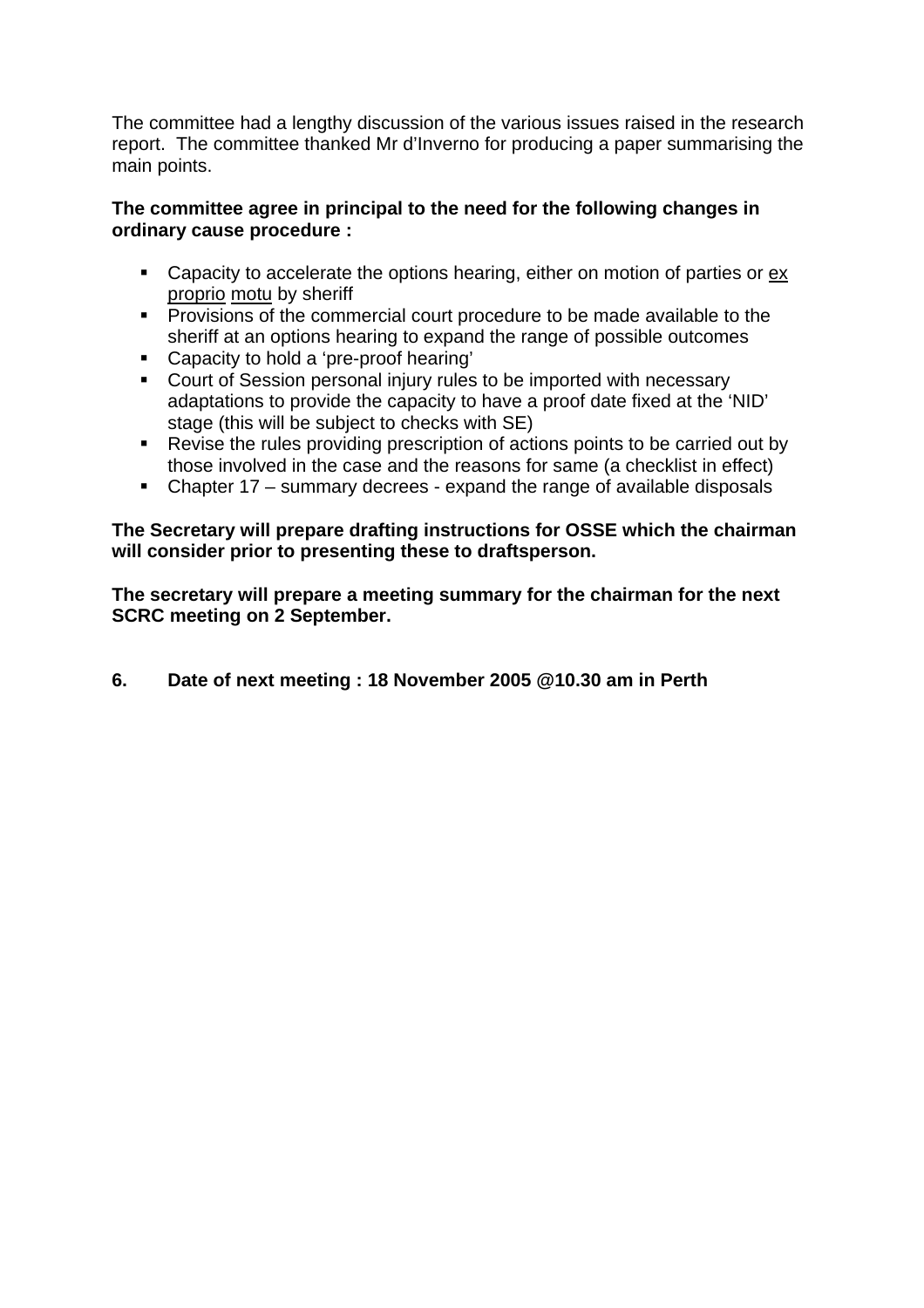The committee had a lengthy discussion of the various issues raised in the research report. The committee thanked Mr d'Inverno for producing a paper summarising the main points.

**The committee agree in principal to the need for the following changes in ordinary cause procedure :**

- Capacity to accelerate the options hearing, either on motion of parties or ex proprio motu by sheriff
- Provisions of the commercial court procedure to be made available to the sheriff at an options hearing to expand the range of possible outcomes
- Capacity to hold a 'pre-proof hearing'
- Court of Session personal injury rules to be imported with necessary adaptations to provide the capacity to have a proof date fixed at the 'NID' stage (this will be subject to checks with SE)
- Revise the rules providing prescription of actions points to be carried out by those involved in the case and the reasons for same (a checklist in effect)
- Chapter 17 – summary decrees - expand the range of available disposals

**The Secretary will prepare drafting instructions for OSSE which the chairman will consider prior to presenting these to draftsperson.**

**The secretary will prepare a meeting summary for the chairman for the next SCRC meeting on 2 September.**

**6. Date of next meeting : 18 November 2005 @10.30 am in Perth**